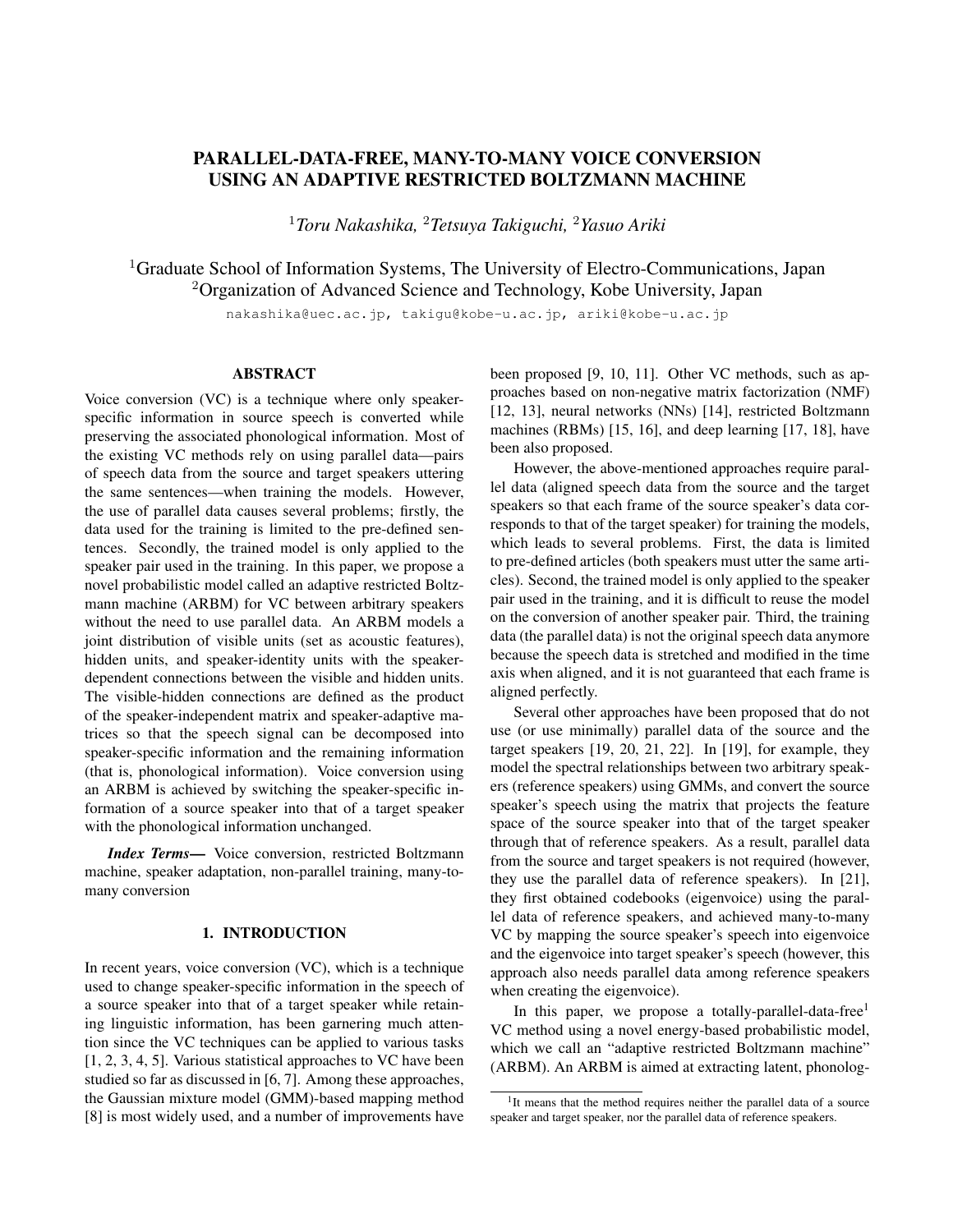# PARALLEL-DATA-FREE, MANY-TO-MANY VOICE CONVERSION USING AN ADAPTIVE RESTRICTED BOLTZMANN MACHINE

[1]*Toru Nakashika,* [2]*Tetsuya Takiguchi,* [2]*Yasuo Ariki*

[1]Graduate School of Information Systems, The University of Electro-Communications, Japan
[2]Organization of Advanced Science and Technology, Kobe University, Japan

nakashika@uec.ac.jp, takigu@kobe-u.ac.jp, ariki@kobe-u.ac.jp

## ABSTRACT

Voice conversion (VC) is a technique where only speaker-specific information in source speech is converted while preserving the associated phonological information. Most of the existing VC methods rely on using parallel data—pairs of speech data from the source and target speakers uttering the same sentences—when training the models. However, the use of parallel data causes several problems; firstly, the data used for the training is limited to the pre-defined sentences. Secondly, the trained model is only applied to the speaker pair used in the training. In this paper, we propose a novel probabilistic model called an adaptive restricted Boltzmann machine (ARBM) for VC between arbitrary speakers without the need to use parallel data. An ARBM models a joint distribution of visible units (set as acoustic features), hidden units, and speaker-identity units with the speaker-dependent connections between the visible and hidden units. The visible-hidden connections are defined as the product of the speaker-independent matrix and speaker-adaptive matrices so that the speech signal can be decomposed into speaker-specific information and the remaining information (that is, phonological information). Voice conversion using an ARBM is achieved by switching the speaker-specific information of a source speaker into that of a target speaker with the phonological information unchanged.

***Index Terms***— Voice conversion, restricted Boltzmann machine, speaker adaptation, non-parallel training, many-to-many conversion

## 1. INTRODUCTION

In recent years, voice conversion (VC), which is a technique used to change speaker-specific information in the speech of a source speaker into that of a target speaker while retaining linguistic information, has been garnering much attention since the VC techniques can be applied to various tasks [1, 2, 3, 4, 5]. Various statistical approaches to VC have been studied so far as discussed in [6, 7]. Among these approaches, the Gaussian mixture model (GMM)-based mapping method [8] is most widely used, and a number of improvements have been proposed [9, 10, 11]. Other VC methods, such as approaches based on non-negative matrix factorization (NMF) [12, 13], neural networks (NNs) [14], restricted Boltzmann machines (RBMs) [15, 16], and deep learning [17, 18], have been also proposed.

However, the above-mentioned approaches require parallel data (aligned speech data from the source and the target speakers so that each frame of the source speaker's data corresponds to that of the target speaker) for training the models, which leads to several problems. First, the data is limited to pre-defined articles (both speakers must utter the same articles). Second, the trained model is only applied to the speaker pair used in the training, and it is difficult to reuse the model on the conversion of another speaker pair. Third, the training data (the parallel data) is not the original speech data anymore because the speech data is stretched and modified in the time axis when aligned, and it is not guaranteed that each frame is aligned perfectly.

Several other approaches have been proposed that do not use (or use minimally) parallel data of the source and the target speakers [19, 20, 21, 22]. In [19], for example, they model the spectral relationships between two arbitrary speakers (reference speakers) using GMMs, and convert the source speaker's speech using the matrix that projects the feature space of the source speaker into that of the target speaker through that of reference speakers. As a result, parallel data from the source and target speakers is not required (however, they use the parallel data of reference speakers). In [21], they first obtained codebooks (eigenvoice) using the parallel data of reference speakers, and achieved many-to-many VC by mapping the source speaker's speech into eigenvoice and the eigenvoice into target speaker's speech (however, this approach also needs parallel data among reference speakers when creating the eigenvoice).

In this paper, we propose a totally-parallel-data-free[1] VC method using a novel energy-based probabilistic model, which we call an "adaptive restricted Boltzmann machine" (ARBM). An ARBM is aimed at extracting latent, phonolog-

[1]It means that the method requires neither the parallel data of a source speaker and target speaker, nor the parallel data of reference speakers.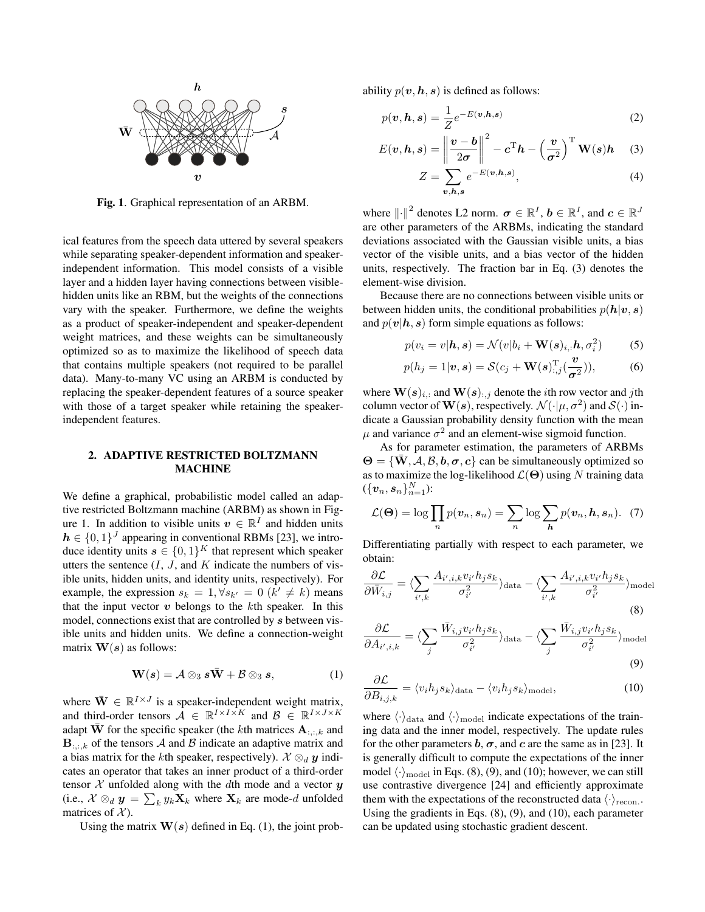Fig. 1. Graphical representation of an ARBM.

ical features from the speech data uttered by several speakers while separating speaker-dependent information and speaker-independent information. This model consists of a visible layer and a hidden layer having connections between visible-hidden units like an RBM, but the weights of the connections vary with the speaker. Furthermore, we define the weights as a product of speaker-independent and speaker-dependent weight matrices, and these weights can be simultaneously optimized so as to maximize the likelihood of speech data that contains multiple speakers (not required to be parallel data). Many-to-many VC using an ARBM is conducted by replacing the speaker-dependent features of a source speaker with those of a target speaker while retaining the speaker-independent features.

## 2. ADAPTIVE RESTRICTED BOLTZMANN MACHINE

We define a graphical, probabilistic model called an adaptive restricted Boltzmann machine (ARBM) as shown in Figure 1. In addition to visible units $\boldsymbol{v} \in \mathbb{R}^I$ and hidden units $\boldsymbol{h} \in \{0,1\}^J$ appearing in conventional RBMs [23], we introduce identity units $\boldsymbol{s} \in \{0,1\}^K$ that represent which speaker utters the sentence ($I$, $J$, and $K$ indicate the numbers of visible units, hidden units, and identity units, respectively). For example, the expression $s_k = 1, \forall s_{k'} = 0 \ (k' \neq k)$ means that the input vector $\boldsymbol{v}$ belongs to the $k$th speaker. In this model, connections exist that are controlled by $\boldsymbol{s}$ between visible units and hidden units. We define a connection-weight matrix $\mathbf{W}(\boldsymbol{s})$ as follows:

$$\mathbf{W}(\boldsymbol{s}) = \mathcal{A} \otimes_3 \boldsymbol{s} \bar{\mathbf{W}} + \mathcal{B} \otimes_3 \boldsymbol{s}, \tag{1}$$

where $\bar{\mathbf{W}} \in \mathbb{R}^{I \times J}$ is a speaker-independent weight matrix, and third-order tensors $\mathcal{A} \in \mathbb{R}^{I \times I \times K}$ and $\mathcal{B} \in \mathbb{R}^{I \times J \times K}$ adapt $\bar{\mathbf{W}}$ for the specific speaker (the $k$th matrices $\mathbf{A}_{:,:,k}$ and $\mathbf{B}_{:,:,k}$ of the tensors $\mathcal{A}$ and $\mathcal{B}$ indicate an adaptive matrix and a bias matrix for the $k$th speaker, respectively). $\mathcal{X} \otimes_d \boldsymbol{y}$ indicates an operator that takes an inner product of a third-order tensor $\mathcal{X}$ unfolded along with the $d$th mode and a vector $\boldsymbol{y}$ (i.e., $\mathcal{X} \otimes_d \boldsymbol{y} = \sum_k y_k \mathbf{X}_k$ where $\mathbf{X}_k$ are mode-$d$ unfolded matrices of $\mathcal{X}$).

Using the matrix $\mathbf{W}(\boldsymbol{s})$ defined in Eq. (1), the joint probability $p(\boldsymbol{v}, \boldsymbol{h}, \boldsymbol{s})$ is defined as follows:

$$p(\boldsymbol{v}, \boldsymbol{h}, \boldsymbol{s}) = \frac{1}{Z} e^{-E(\boldsymbol{v}, \boldsymbol{h}, \boldsymbol{s})} \tag{2}$$

$$E(\boldsymbol{v}, \boldsymbol{h}, \boldsymbol{s}) = \left\| \frac{\boldsymbol{v} - \boldsymbol{b}}{2\boldsymbol{\sigma}} \right\|^2 - \boldsymbol{c}^{\mathrm{T}} \boldsymbol{h} - \left( \frac{\boldsymbol{v}}{\boldsymbol{\sigma}^2} \right)^{\mathrm{T}} \mathbf{W}(\boldsymbol{s}) \boldsymbol{h} \tag{3}$$

$$Z = \sum_{\boldsymbol{v}, \boldsymbol{h}, \boldsymbol{s}} e^{-E(\boldsymbol{v}, \boldsymbol{h}, \boldsymbol{s})}, \tag{4}$$

where $\|\cdot\|^2$ denotes L2 norm. $\boldsymbol{\sigma} \in \mathbb{R}^I$, $\boldsymbol{b} \in \mathbb{R}^I$, and $\boldsymbol{c} \in \mathbb{R}^J$ are other parameters of the ARBMs, indicating the standard deviations associated with the Gaussian visible units, a bias vector of the visible units, and a bias vector of the hidden units, respectively. The fraction bar in Eq. (3) denotes the element-wise division.

Because there are no connections between visible units or between hidden units, the conditional probabilities $p(\boldsymbol{h}|\boldsymbol{v}, \boldsymbol{s})$ and $p(\boldsymbol{v}|\boldsymbol{h}, \boldsymbol{s})$ form simple equations as follows:

$$p(v_i = v | \boldsymbol{h}, \boldsymbol{s}) = \mathcal{N}(v | b_i + \mathbf{W}(\boldsymbol{s})_{i,:} \boldsymbol{h}, \sigma_i^2) \tag{5}$$

$$p(h_j = 1 | \boldsymbol{v}, \boldsymbol{s}) = \mathcal{S}(c_j + \mathbf{W}(\boldsymbol{s})_{:,j}^{\mathrm{T}} (\frac{\boldsymbol{v}}{\boldsymbol{\sigma}^2})), \tag{6}$$

where $\mathbf{W}(\boldsymbol{s})_{i,:}$ and $\mathbf{W}(\boldsymbol{s})_{:,j}$ denote the $i$th row vector and $j$th column vector of $\mathbf{W}(\boldsymbol{s})$, respectively. $\mathcal{N}(\cdot|\mu, \sigma^2)$ and $\mathcal{S}(\cdot)$ indicate a Gaussian probability density function with the mean $\mu$ and variance $\sigma^2$ and an element-wise sigmoid function.

As for parameter estimation, the parameters of ARBMs $\boldsymbol{\Theta} = \{\bar{\mathbf{W}}, \mathcal{A}, \mathcal{B}, \boldsymbol{b}, \boldsymbol{\sigma}, \boldsymbol{c}\}$ can be simultaneously optimized so as to maximize the log-likelihood $\mathcal{L}(\boldsymbol{\Theta})$ using $N$ training data ($\{\boldsymbol{v}_n, \boldsymbol{s}_n\}_{n=1}^N$):

$$\mathcal{L}(\boldsymbol{\Theta}) = \log \prod_n p(\boldsymbol{v}_n, \boldsymbol{s}_n) = \sum_n \log \sum_{\boldsymbol{h}} p(\boldsymbol{v}_n, \boldsymbol{h}, \boldsymbol{s}_n). \tag{7}$$

Differentiating partially with respect to each parameter, we obtain:

$$\frac{\partial \mathcal{L}}{\partial \bar{W}_{i,j}} = \langle \sum_{i',k} \frac{A_{i',i,k} v_{i'} h_j s_k}{\sigma_{i'}^2} \rangle_{\mathrm{data}} - \langle \sum_{i',k} \frac{A_{i',i,k} v_{i'} h_j s_k}{\sigma_{i'}^2} \rangle_{\mathrm{model}} \tag{8}$$

$$\frac{\partial \mathcal{L}}{\partial A_{i',i,k}} = \langle \sum_{j} \frac{\bar{W}_{i,j} v_{i'} h_j s_k}{\sigma_{i'}^2} \rangle_{\mathrm{data}} - \langle \sum_{j} \frac{\bar{W}_{i,j} v_{i'} h_j s_k}{\sigma_{i'}^2} \rangle_{\mathrm{model}} \tag{9}$$

$$\frac{\partial \mathcal{L}}{\partial B_{i,j,k}} = \langle v_i h_j s_k \rangle_{\mathrm{data}} - \langle v_i h_j s_k \rangle_{\mathrm{model}}, \tag{10}$$

where $\langle \cdot \rangle_{\mathrm{data}}$ and $\langle \cdot \rangle_{\mathrm{model}}$ indicate expectations of the training data and the inner model, respectively. The update rules for the other parameters $\boldsymbol{b}$, $\boldsymbol{\sigma}$, and $\boldsymbol{c}$ are the same as in [23]. It is generally difficult to compute the expectations of the inner model $\langle \cdot \rangle_{\mathrm{model}}$ in Eqs. (8), (9), and (10); however, we can still use contrastive divergence [24] and efficiently approximate them with the expectations of the reconstructed data $\langle \cdot \rangle_{\mathrm{recon.}}$. Using the gradients in Eqs. (8), (9), and (10), each parameter can be updated using stochastic gradient descent.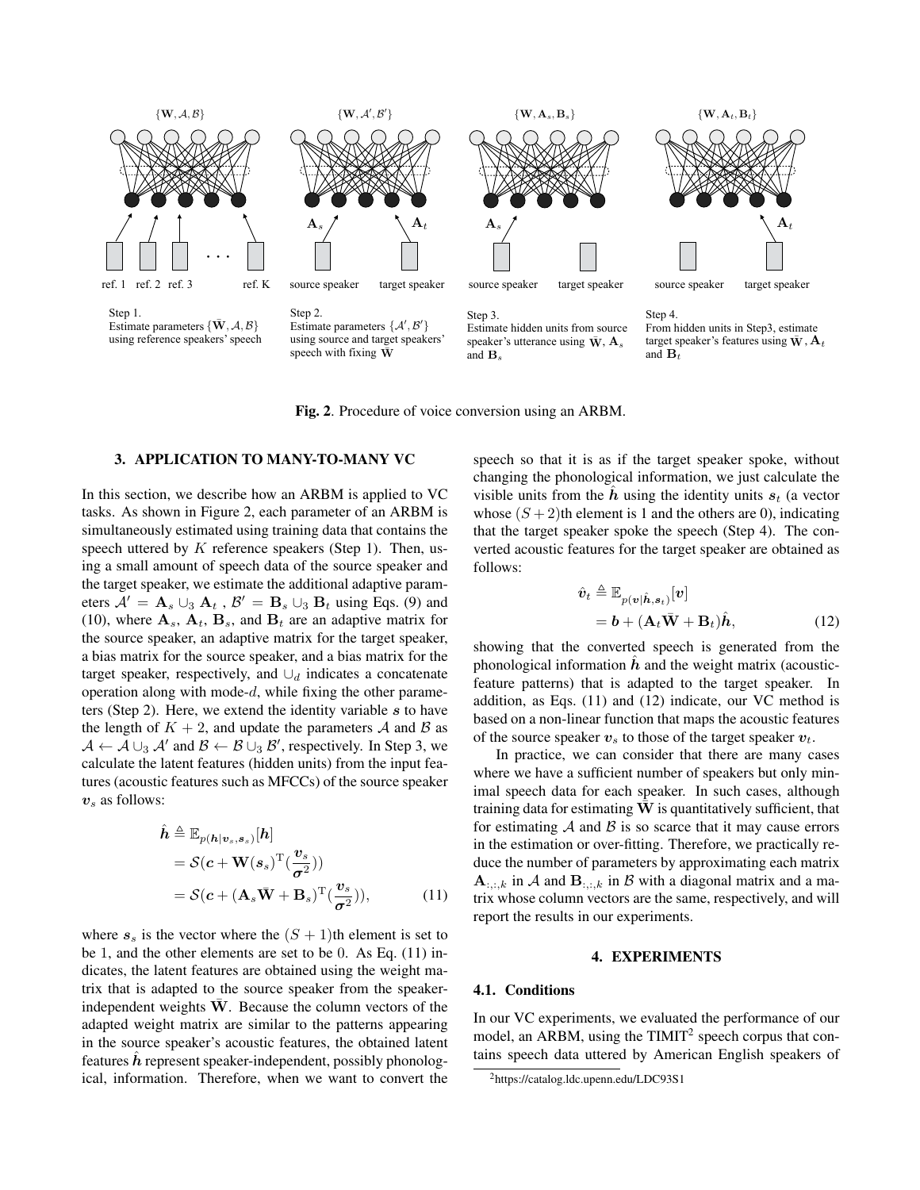Step 1.
Estimate parameters $\{\bar{\mathbf{W}}, \mathcal{A}, \mathcal{B}\}$ using reference speakers' speech

Step 2.
Estimate parameters $\{\mathcal{A}', \mathcal{B}'\}$ using source and target speakers' speech with fixing $\bar{\mathbf{W}}$

Step 3.
Estimate hidden units from source speaker's utterance using $\bar{\mathbf{W}}$, $\mathbf{A}_s$ and $\mathbf{B}_s$

Step 4.
From hidden units in Step3, estimate target speaker's features using $\bar{\mathbf{W}}$, $\mathbf{A}_t$ and $\mathbf{B}_t$

**Fig. 2**. Procedure of voice conversion using an ARBM.

## 3. APPLICATION TO MANY-TO-MANY VC

In this section, we describe how an ARBM is applied to VC tasks. As shown in Figure 2, each parameter of an ARBM is simultaneously estimated using training data that contains the speech uttered by $K$ reference speakers (Step 1). Then, using a small amount of speech data of the source speaker and the target speaker, we estimate the additional adaptive parameters $\mathcal{A}' = \mathbf{A}_s \cup_3 \mathbf{A}_t$ , $\mathcal{B}' = \mathbf{B}_s \cup_3 \mathbf{B}_t$ using Eqs. (9) and (10), where $\mathbf{A}_s$, $\mathbf{A}_t$, $\mathbf{B}_s$, and $\mathbf{B}_t$ are an adaptive matrix for the source speaker, an adaptive matrix for the target speaker, a bias matrix for the source speaker, and a bias matrix for the target speaker, respectively, and $\cup_d$ indicates a concatenate operation along with mode-$d$, while fixing the other parameters (Step 2). Here, we extend the identity variable $\boldsymbol{s}$ to have the length of $K+2$, and update the parameters $\mathcal{A}$ and $\mathcal{B}$ as $\mathcal{A} \leftarrow \mathcal{A} \cup_3 \mathcal{A}'$ and $\mathcal{B} \leftarrow \mathcal{B} \cup_3 \mathcal{B}'$, respectively. In Step 3, we calculate the latent features (hidden units) from the input features (acoustic features such as MFCCs) of the source speaker $\boldsymbol{v}_s$ as follows:

$$
\begin{aligned}
\hat{\boldsymbol{h}} &\triangleq \mathbb{E}_{p(\boldsymbol{h}|\boldsymbol{v}_s, \boldsymbol{s}_s)}[\boldsymbol{h}] \\
&= \mathcal{S}(\boldsymbol{c} + \mathbf{W}(\boldsymbol{s}_s)^{\mathrm{T}}(\frac{\boldsymbol{v}_s}{\boldsymbol{\sigma}^2})) \\
&= \mathcal{S}(\boldsymbol{c} + (\mathbf{A}_s\bar{\mathbf{W}} + \mathbf{B}_s)^{\mathrm{T}}(\frac{\boldsymbol{v}_s}{\boldsymbol{\sigma}^2})), \qquad (11)
\end{aligned}
$$

where $\boldsymbol{s}_s$ is the vector where the $(S+1)$th element is set to be 1, and the other elements are set to be 0. As Eq. (11) indicates, the latent features are obtained using the weight matrix that is adapted to the source speaker from the speaker-independent weights $\bar{\mathbf{W}}$. Because the column vectors of the adapted weight matrix are similar to the patterns appearing in the source speaker's acoustic features, the obtained latent features $\hat{\boldsymbol{h}}$ represent speaker-independent, possibly phonological, information. Therefore, when we want to convert the speech so that it is as if the target speaker spoke, without changing the phonological information, we just calculate the visible units from the $\hat{\boldsymbol{h}}$ using the identity units $\boldsymbol{s}_t$ (a vector whose $(S+2)$th element is 1 and the others are 0), indicating that the target speaker spoke the speech (Step 4). The converted acoustic features for the target speaker are obtained as follows:

$$
\begin{aligned}
\hat{\boldsymbol{v}}_t &\triangleq \mathbb{E}_{p(\boldsymbol{v}|\hat{\boldsymbol{h}}, \boldsymbol{s}_t)}[\boldsymbol{v}] \\
&= \boldsymbol{b} + (\mathbf{A}_t\bar{\mathbf{W}} + \mathbf{B}_t)\hat{\boldsymbol{h}}, \qquad (12)
\end{aligned}
$$

showing that the converted speech is generated from the phonological information $\hat{\boldsymbol{h}}$ and the weight matrix (acoustic-feature patterns) that is adapted to the target speaker. In addition, as Eqs. (11) and (12) indicate, our VC method is based on a non-linear function that maps the acoustic features of the source speaker $\boldsymbol{v}_s$ to those of the target speaker $\boldsymbol{v}_t$.

In practice, we can consider that there are many cases where we have a sufficient number of speakers but only minimal speech data for each speaker. In such cases, although training data for estimating $\bar{\mathbf{W}}$ is quantitatively sufficient, that for estimating $\mathcal{A}$ and $\mathcal{B}$ is so scarce that it may cause errors in the estimation or over-fitting. Therefore, we practically reduce the number of parameters by approximating each matrix $\mathbf{A}_{:,:,k}$ in $\mathcal{A}$ and $\mathbf{B}_{:,:,k}$ in $\mathcal{B}$ with a diagonal matrix and a matrix whose column vectors are the same, respectively, and will report the results in our experiments.

## 4. EXPERIMENTS

### 4.1. Conditions

In our VC experiments, we evaluated the performance of our model, an ARBM, using the TIMIT[2] speech corpus that contains speech data uttered by American English speakers of

[2]https://catalog.ldc.upenn.edu/LDC93S1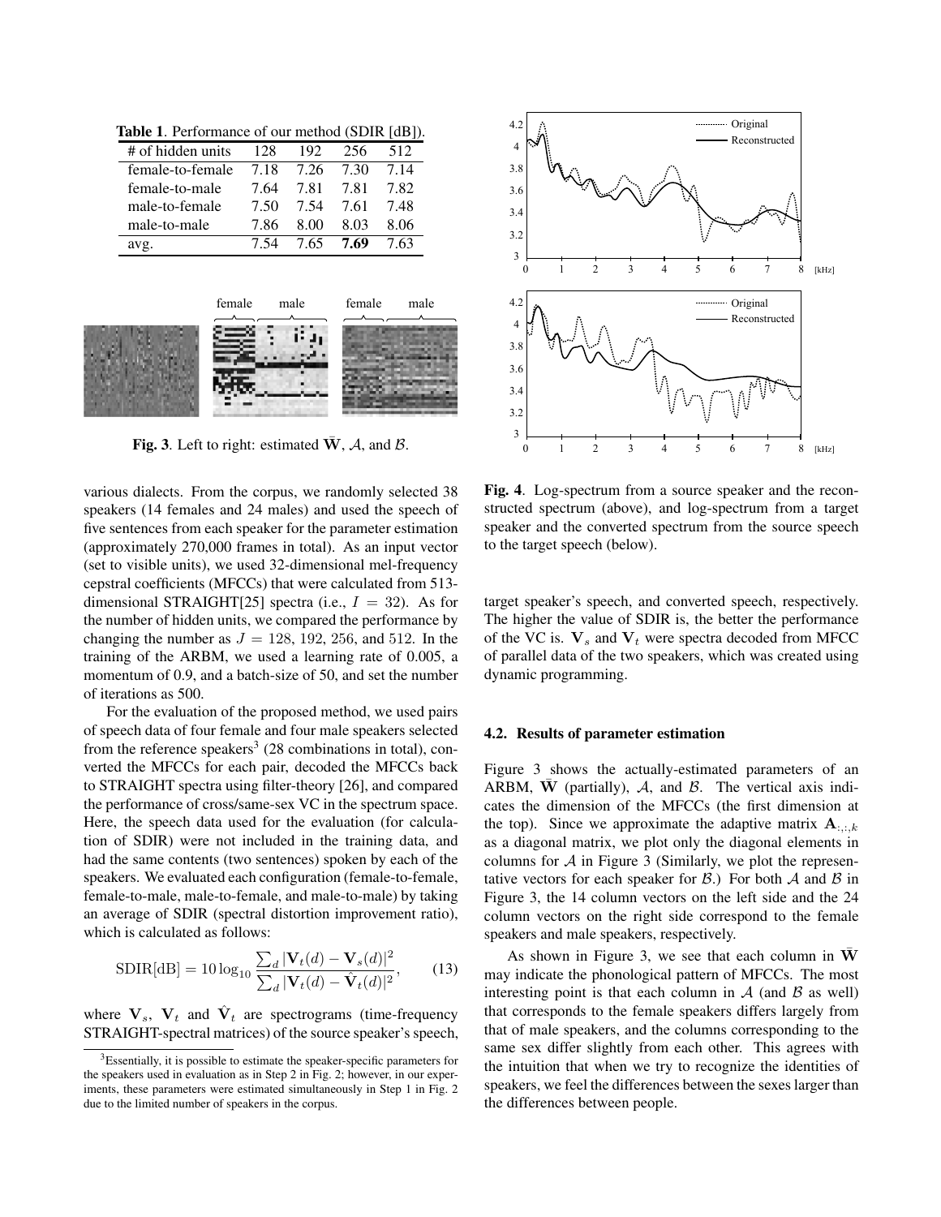**Table 1**. Performance of our method (SDIR [dB]).

| # of hidden units | 128 | 192 | 256 | 512 |
|---|---|---|---|---|
| female-to-female | 7.18 | 7.26 | 7.30 | 7.14 |
| female-to-male | 7.64 | 7.81 | 7.81 | 7.82 |
| male-to-female | 7.50 | 7.54 | 7.61 | 7.48 |
| male-to-male | 7.86 | 8.00 | 8.03 | 8.06 |
| avg. | 7.54 | 7.65 | **7.69** | 7.63 |

**Fig. 3**. Left to right: estimated $\bar{\mathbf{W}}$, $\mathcal{A}$, and $\mathcal{B}$.

various dialects. From the corpus, we randomly selected 38 speakers (14 females and 24 males) and used the speech of five sentences from each speaker for the parameter estimation (approximately 270,000 frames in total). As an input vector (set to visible units), we used 32-dimensional mel-frequency cepstral coefficients (MFCCs) that were calculated from 513-dimensional STRAIGHT[25] spectra (i.e., $I = 32$). As for the number of hidden units, we compared the performance by changing the number as $J = 128$, 192, 256, and 512. In the training of the ARBM, we used a learning rate of 0.005, a momentum of 0.9, and a batch-size of 50, and set the number of iterations as 500.

For the evaluation of the proposed method, we used pairs of speech data of four female and four male speakers selected from the reference speakers[3] (28 combinations in total), converted the MFCCs for each pair, decoded the MFCCs back to STRAIGHT spectra using filter-theory [26], and compared the performance of cross/same-sex VC in the spectrum space. Here, the speech data used for the evaluation (for calculation of SDIR) were not included in the training data, and had the same contents (two sentences) spoken by each of the speakers. We evaluated each configuration (female-to-female, female-to-male, male-to-female, and male-to-male) by taking an average of SDIR (spectral distortion improvement ratio), which is calculated as follows:

$$\text{SDIR[dB]} = 10 \log_{10} \frac{\sum_d |\mathbf{V}_t(d) - \mathbf{V}_s(d)|^2}{\sum_d |\mathbf{V}_t(d) - \hat{\mathbf{V}}_t(d)|^2}, \qquad (13)$$

where $\mathbf{V}_s$, $\mathbf{V}_t$ and $\hat{\mathbf{V}}_t$ are spectrograms (time-frequency STRAIGHT-spectral matrices) of the source speaker's speech, target speaker's speech, and converted speech, respectively. The higher the value of SDIR is, the better the performance of the VC is. $\mathbf{V}_s$ and $\mathbf{V}_t$ were spectra decoded from MFCC of parallel data of the two speakers, which was created using dynamic programming.

[3] Essentially, it is possible to estimate the speaker-specific parameters for the speakers used in evaluation as in Step 2 in Fig. 2; however, in our experiments, these parameters were estimated simultaneously in Step 1 in Fig. 2 due to the limited number of speakers in the corpus.

**Fig. 4**. Log-spectrum from a source speaker and the reconstructed spectrum (above), and log-spectrum from a target speaker and the converted spectrum from the source speech to the target speech (below).

### 4.2. Results of parameter estimation

Figure 3 shows the actually-estimated parameters of an ARBM, $\bar{\mathbf{W}}$ (partially), $\mathcal{A}$, and $\mathcal{B}$. The vertical axis indicates the dimension of the MFCCs (the first dimension at the top). Since we approximate the adaptive matrix $\mathbf{A}_{:,:,k}$ as a diagonal matrix, we plot only the diagonal elements in columns for $\mathcal{A}$ in Figure 3 (Similarly, we plot the representative vectors for each speaker for $\mathcal{B}$.) For both $\mathcal{A}$ and $\mathcal{B}$ in Figure 3, the 14 column vectors on the left side and the 24 column vectors on the right side correspond to the female speakers and male speakers, respectively.

As shown in Figure 3, we see that each column in $\bar{\mathbf{W}}$ may indicate the phonological pattern of MFCCs. The most interesting point is that each column in $\mathcal{A}$ (and $\mathcal{B}$ as well) that corresponds to the female speakers differs largely from that of male speakers, and the columns corresponding to the same sex differ slightly from each other. This agrees with the intuition that when we try to recognize the identities of speakers, we feel the differences between the sexes larger than the differences between people.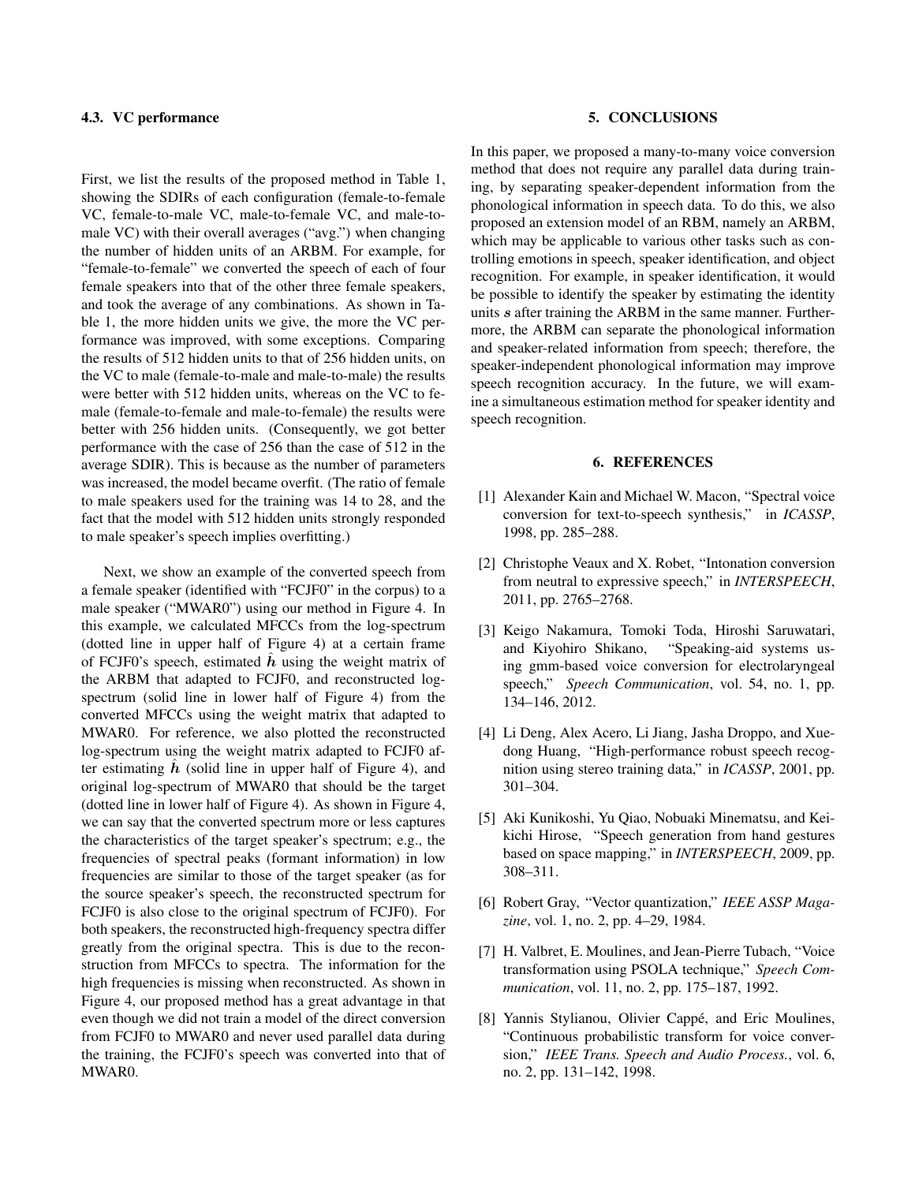### 4.3. VC performance

First, we list the results of the proposed method in Table 1, showing the SDIRs of each configuration (female-to-female VC, female-to-male VC, male-to-female VC, and male-to-male VC) with their overall averages ("avg.") when changing the number of hidden units of an ARBM. For example, for "female-to-female" we converted the speech of each of four female speakers into that of the other three female speakers, and took the average of any combinations. As shown in Table 1, the more hidden units we give, the more the VC performance was improved, with some exceptions. Comparing the results of 512 hidden units to that of 256 hidden units, on the VC to male (female-to-male and male-to-male) the results were better with 512 hidden units, whereas on the VC to female (female-to-female and male-to-female) the results were better with 256 hidden units. (Consequently, we got better performance with the case of 256 than the case of 512 in the average SDIR). This is because as the number of parameters was increased, the model became overfit. (The ratio of female to male speakers used for the training was 14 to 28, and the fact that the model with 512 hidden units strongly responded to male speaker's speech implies overfitting.)

Next, we show an example of the converted speech from a female speaker (identified with "FCJF0" in the corpus) to a male speaker ("MWAR0") using our method in Figure 4. In this example, we calculated MFCCs from the log-spectrum (dotted line in upper half of Figure 4) at a certain frame of FCJF0's speech, estimated $\hat{\boldsymbol{h}}$ using the weight matrix of the ARBM that adapted to FCJF0, and reconstructed log-spectrum (solid line in lower half of Figure 4) from the converted MFCCs using the weight matrix that adapted to MWAR0. For reference, we also plotted the reconstructed log-spectrum using the weight matrix adapted to FCJF0 after estimating $\hat{\boldsymbol{h}}$ (solid line in upper half of Figure 4), and original log-spectrum of MWAR0 that should be the target (dotted line in lower half of Figure 4). As shown in Figure 4, we can say that the converted spectrum more or less captures the characteristics of the target speaker's spectrum; e.g., the frequencies of spectral peaks (formant information) in low frequencies are similar to those of the target speaker (as for the source speaker's speech, the reconstructed spectrum for FCJF0 is also close to the original spectrum of FCJF0). For both speakers, the reconstructed high-frequency spectra differ greatly from the original spectra. This is due to the reconstruction from MFCCs to spectra. The information for the high frequencies is missing when reconstructed. As shown in Figure 4, our proposed method has a great advantage in that even though we did not train a model of the direct conversion from FCJF0 to MWAR0 and never used parallel data during the training, the FCJF0's speech was converted into that of MWAR0.

## 5. CONCLUSIONS

In this paper, we proposed a many-to-many voice conversion method that does not require any parallel data during training, by separating speaker-dependent information from the phonological information in speech data. To do this, we also proposed an extension model of an RBM, namely an ARBM, which may be applicable to various other tasks such as controlling emotions in speech, speaker identification, and object recognition. For example, in speaker identification, it would be possible to identify the speaker by estimating the identity units $\boldsymbol{s}$ after training the ARBM in the same manner. Furthermore, the ARBM can separate the phonological information and speaker-related information from speech; therefore, the speaker-independent phonological information may improve speech recognition accuracy. In the future, we will examine a simultaneous estimation method for speaker identity and speech recognition.

## 6. REFERENCES

[1] Alexander Kain and Michael W. Macon, "Spectral voice conversion for text-to-speech synthesis," in *ICASSP*, 1998, pp. 285–288.

[2] Christophe Veaux and X. Robet, "Intonation conversion from neutral to expressive speech," in *INTERSPEECH*, 2011, pp. 2765–2768.

[3] Keigo Nakamura, Tomoki Toda, Hiroshi Saruwatari, and Kiyohiro Shikano, "Speaking-aid systems using gmm-based voice conversion for electrolaryngeal speech," *Speech Communication*, vol. 54, no. 1, pp. 134–146, 2012.

[4] Li Deng, Alex Acero, Li Jiang, Jasha Droppo, and Xuedong Huang, "High-performance robust speech recognition using stereo training data," in *ICASSP*, 2001, pp. 301–304.

[5] Aki Kunikoshi, Yu Qiao, Nobuaki Minematsu, and Keikichi Hirose, "Speech generation from hand gestures based on space mapping," in *INTERSPEECH*, 2009, pp. 308–311.

[6] Robert Gray, "Vector quantization," *IEEE ASSP Magazine*, vol. 1, no. 2, pp. 4–29, 1984.

[7] H. Valbret, E. Moulines, and Jean-Pierre Tubach, "Voice transformation using PSOLA technique," *Speech Communication*, vol. 11, no. 2, pp. 175–187, 1992.

[8] Yannis Stylianou, Olivier Cappé, and Eric Moulines, "Continuous probabilistic transform for voice conversion," *IEEE Trans. Speech and Audio Process.*, vol. 6, no. 2, pp. 131–142, 1998.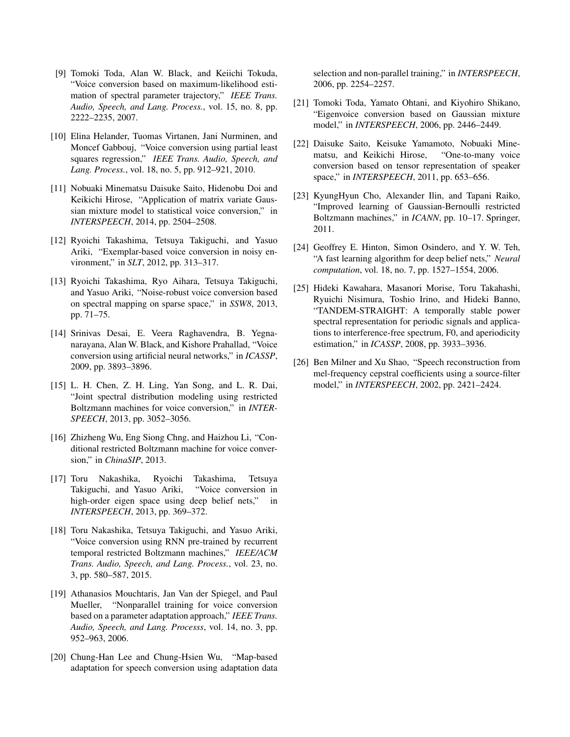[9] Tomoki Toda, Alan W. Black, and Keiichi Tokuda, "Voice conversion based on maximum-likelihood estimation of spectral parameter trajectory," *IEEE Trans. Audio, Speech, and Lang. Process.*, vol. 15, no. 8, pp. 2222–2235, 2007.

[10] Elina Helander, Tuomas Virtanen, Jani Nurminen, and Moncef Gabbouj, "Voice conversion using partial least squares regression," *IEEE Trans. Audio, Speech, and Lang. Process.*, vol. 18, no. 5, pp. 912–921, 2010.

[11] Nobuaki Minematsu Daisuke Saito, Hidenobu Doi and Keikichi Hirose, "Application of matrix variate Gaussian mixture model to statistical voice conversion," in *INTERSPEECH*, 2014, pp. 2504–2508.

[12] Ryoichi Takashima, Tetsuya Takiguchi, and Yasuo Ariki, "Exemplar-based voice conversion in noisy environment," in *SLT*, 2012, pp. 313–317.

[13] Ryoichi Takashima, Ryo Aihara, Tetsuya Takiguchi, and Yasuo Ariki, "Noise-robust voice conversion based on spectral mapping on sparse space," in *SSW8*, 2013, pp. 71–75.

[14] Srinivas Desai, E. Veera Raghavendra, B. Yegnanarayana, Alan W. Black, and Kishore Prahallad, "Voice conversion using artificial neural networks," in *ICASSP*, 2009, pp. 3893–3896.

[15] L. H. Chen, Z. H. Ling, Yan Song, and L. R. Dai, "Joint spectral distribution modeling using restricted Boltzmann machines for voice conversion," in *INTERSPEECH*, 2013, pp. 3052–3056.

[16] Zhizheng Wu, Eng Siong Chng, and Haizhou Li, "Conditional restricted Boltzmann machine for voice conversion," in *ChinaSIP*, 2013.

[17] Toru Nakashika, Ryoichi Takashima, Tetsuya Takiguchi, and Yasuo Ariki, "Voice conversion in high-order eigen space using deep belief nets," in *INTERSPEECH*, 2013, pp. 369–372.

[18] Toru Nakashika, Tetsuya Takiguchi, and Yasuo Ariki, "Voice conversion using RNN pre-trained by recurrent temporal restricted Boltzmann machines," *IEEE/ACM Trans. Audio, Speech, and Lang. Process.*, vol. 23, no. 3, pp. 580–587, 2015.

[19] Athanasios Mouchtaris, Jan Van der Spiegel, and Paul Mueller, "Nonparallel training for voice conversion based on a parameter adaptation approach," *IEEE Trans. Audio, Speech, and Lang. Processs*, vol. 14, no. 3, pp. 952–963, 2006.

[20] Chung-Han Lee and Chung-Hsien Wu, "Map-based adaptation for speech conversion using adaptation data selection and non-parallel training," in *INTERSPEECH*, 2006, pp. 2254–2257.

[21] Tomoki Toda, Yamato Ohtani, and Kiyohiro Shikano, "Eigenvoice conversion based on Gaussian mixture model," in *INTERSPEECH*, 2006, pp. 2446–2449.

[22] Daisuke Saito, Keisuke Yamamoto, Nobuaki Minematsu, and Keikichi Hirose, "One-to-many voice conversion based on tensor representation of speaker space," in *INTERSPEECH*, 2011, pp. 653–656.

[23] KyungHyun Cho, Alexander Ilin, and Tapani Raiko, "Improved learning of Gaussian-Bernoulli restricted Boltzmann machines," in *ICANN*, pp. 10–17. Springer, 2011.

[24] Geoffrey E. Hinton, Simon Osindero, and Y. W. Teh, "A fast learning algorithm for deep belief nets," *Neural computation*, vol. 18, no. 7, pp. 1527–1554, 2006.

[25] Hideki Kawahara, Masanori Morise, Toru Takahashi, Ryuichi Nisimura, Toshio Irino, and Hideki Banno, "TANDEM-STRAIGHT: A temporally stable power spectral representation for periodic signals and applications to interference-free spectrum, F0, and aperiodicity estimation," in *ICASSP*, 2008, pp. 3933–3936.

[26] Ben Milner and Xu Shao, "Speech reconstruction from mel-frequency cepstral coefficients using a source-filter model," in *INTERSPEECH*, 2002, pp. 2421–2424.